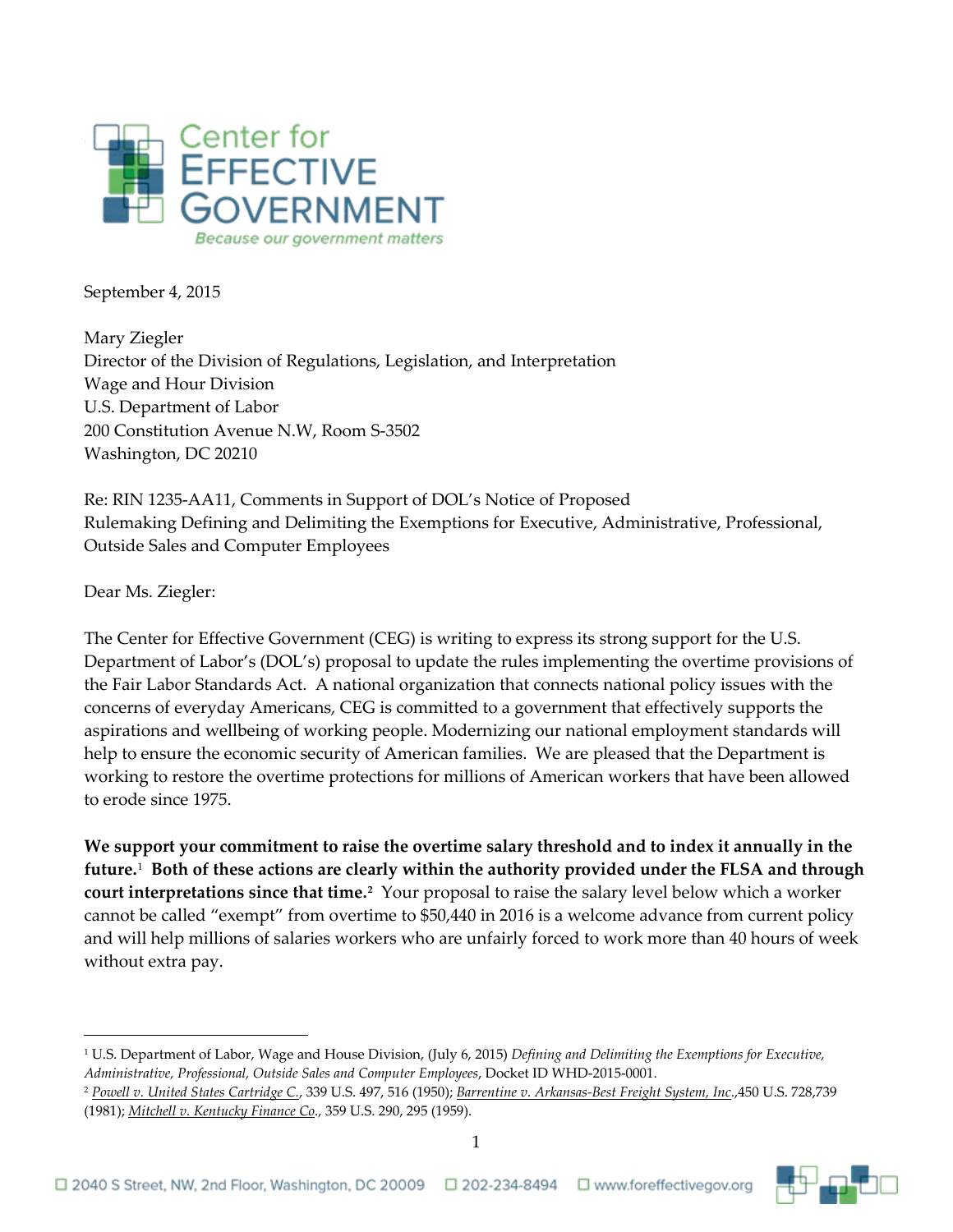Center for EFFECTIVE GOVERNMENT

*Because our government matters*

September 4, 2015

Mary Ziegler
Director of the Division of Regulations, Legislation, and Interpretation
Wage and Hour Division
U.S. Department of Labor
200 Constitution Avenue N.W, Room S-3502
Washington, DC 20210

Re: RIN 1235-AA11, Comments in Support of DOL's Notice of Proposed Rulemaking Defining and Delimiting the Exemptions for Executive, Administrative, Professional, Outside Sales and Computer Employees

Dear Ms. Ziegler:

The Center for Effective Government (CEG) is writing to express its strong support for the U.S. Department of Labor's (DOL's) proposal to update the rules implementing the overtime provisions of the Fair Labor Standards Act. A national organization that connects national policy issues with the concerns of everyday Americans, CEG is committed to a government that effectively supports the aspirations and wellbeing of working people. Modernizing our national employment standards will help to ensure the economic security of American families. We are pleased that the Department is working to restore the overtime protections for millions of American workers that have been allowed to erode since 1975.

**We support your commitment to raise the overtime salary threshold and to index it annually in the future.**[1] **Both of these actions are clearly within the authority provided under the FLSA and through court interpretations since that time.**[2] Your proposal to raise the salary level below which a worker cannot be called "exempt" from overtime to $50,440 in 2016 is a welcome advance from current policy and will help millions of salaries workers who are unfairly forced to work more than 40 hours of week without extra pay.

---

[1] U.S. Department of Labor, Wage and House Division, (July 6, 2015) *Defining and Delimiting the Exemptions for Executive, Administrative, Professional, Outside Sales and Computer Employees*, Docket ID WHD-2015-0001.

[2] *Powell v. United States Cartridge C.*, 339 U.S. 497, 516 (1950); *Barrentine v. Arkansas-Best Freight System, Inc.*,450 U.S. 728,739 (1981); *Mitchell v. Kentucky Finance Co.*, 359 U.S. 290, 295 (1959).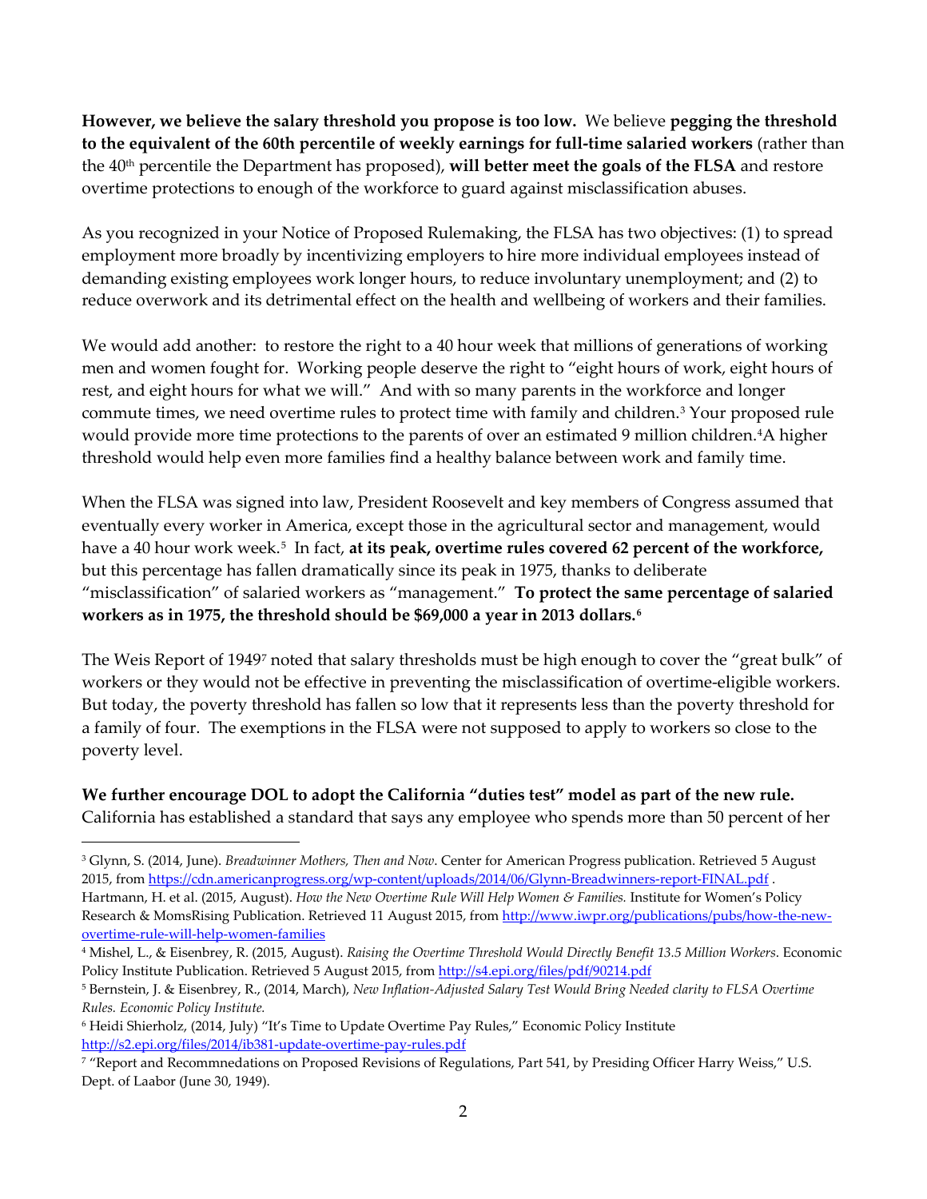**However, we believe the salary threshold you propose is too low.** We believe **pegging the threshold to the equivalent of the 60th percentile of weekly earnings for full-time salaried workers** (rather than the 40th percentile the Department has proposed), **will better meet the goals of the FLSA** and restore overtime protections to enough of the workforce to guard against misclassification abuses.

As you recognized in your Notice of Proposed Rulemaking, the FLSA has two objectives: (1) to spread employment more broadly by incentivizing employers to hire more individual employees instead of demanding existing employees work longer hours, to reduce involuntary unemployment; and (2) to reduce overwork and its detrimental effect on the health and wellbeing of workers and their families.

We would add another: to restore the right to a 40 hour week that millions of generations of working men and women fought for. Working people deserve the right to "eight hours of work, eight hours of rest, and eight hours for what we will." And with so many parents in the workforce and longer commute times, we need overtime rules to protect time with family and children.[3] Your proposed rule would provide more time protections to the parents of over an estimated 9 million children.[4]A higher threshold would help even more families find a healthy balance between work and family time.

When the FLSA was signed into law, President Roosevelt and key members of Congress assumed that eventually every worker in America, except those in the agricultural sector and management, would have a 40 hour work week.[5] In fact, **at its peak, overtime rules covered 62 percent of the workforce,** but this percentage has fallen dramatically since its peak in 1975, thanks to deliberate "misclassification" of salaried workers as "management." **To protect the same percentage of salaried workers as in 1975, the threshold should be $69,000 a year in 2013 dollars.[6]**

The Weis Report of 1949[7] noted that salary thresholds must be high enough to cover the "great bulk" of workers or they would not be effective in preventing the misclassification of overtime-eligible workers. But today, the poverty threshold has fallen so low that it represents less than the poverty threshold for a family of four. The exemptions in the FLSA were not supposed to apply to workers so close to the poverty level.

**We further encourage DOL to adopt the California "duties test" model as part of the new rule.** California has established a standard that says any employee who spends more than 50 percent of her

---

[3] Glynn, S. (2014, June). *Breadwinner Mothers, Then and Now*. Center for American Progress publication. Retrieved 5 August 2015, from https://cdn.americanprogress.org/wp-content/uploads/2014/06/Glynn-Breadwinners-report-FINAL.pdf .
Hartmann, H. et al. (2015, August). *How the New Overtime Rule Will Help Women & Families.* Institute for Women's Policy Research & MomsRising Publication. Retrieved 11 August 2015, from http://www.iwpr.org/publications/pubs/how-the-new-overtime-rule-will-help-women-families

[4] Mishel, L., & Eisenbrey, R. (2015, August). *Raising the Overtime Threshold Would Directly Benefit 13.5 Million Workers*. Economic Policy Institute Publication. Retrieved 5 August 2015, from http://s4.epi.org/files/pdf/90214.pdf

[5] Bernstein, J. & Eisenbrey, R., (2014, March), *New Inflation-Adjusted Salary Test Would Bring Needed clarity to FLSA Overtime Rules. Economic Policy Institute.*

[6] Heidi Shierholz, (2014, July) "It's Time to Update Overtime Pay Rules," Economic Policy Institute http://s2.epi.org/files/2014/ib381-update-overtime-pay-rules.pdf

[7] "Report and Recommnedations on Proposed Revisions of Regulations, Part 541, by Presiding Officer Harry Weiss," U.S. Dept. of Laabor (June 30, 1949).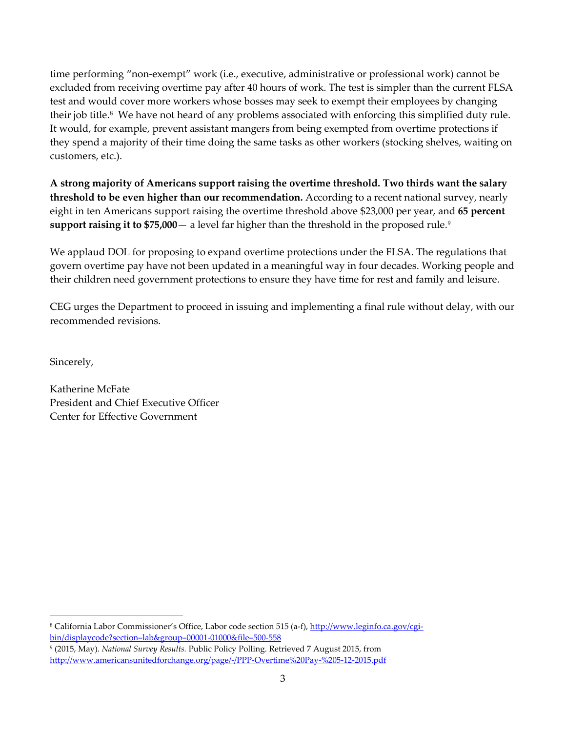time performing "non-exempt" work (i.e., executive, administrative or professional work) cannot be excluded from receiving overtime pay after 40 hours of work. The test is simpler than the current FLSA test and would cover more workers whose bosses may seek to exempt their employees by changing their job title.[8] We have not heard of any problems associated with enforcing this simplified duty rule. It would, for example, prevent assistant mangers from being exempted from overtime protections if they spend a majority of their time doing the same tasks as other workers (stocking shelves, waiting on customers, etc.).

**A strong majority of Americans support raising the overtime threshold. Two thirds want the salary threshold to be even higher than our recommendation.** According to a recent national survey, nearly eight in ten Americans support raising the overtime threshold above $23,000 per year, and **65 percent support raising it to $75,000**— a level far higher than the threshold in the proposed rule.[9]

We applaud DOL for proposing to expand overtime protections under the FLSA. The regulations that govern overtime pay have not been updated in a meaningful way in four decades. Working people and their children need government protections to ensure they have time for rest and family and leisure.

CEG urges the Department to proceed in issuing and implementing a final rule without delay, with our recommended revisions.

Sincerely,

Katherine McFate
President and Chief Executive Officer
Center for Effective Government

---

[8] California Labor Commissioner's Office, Labor code section 515 (a-f), http://www.leginfo.ca.gov/cgi-bin/displaycode?section=lab&group=00001-01000&file=500-558

[9] (2015, May). *National Survey Results.* Public Policy Polling. Retrieved 7 August 2015, from http://www.americansunitedforchange.org/page/-/PPP-Overtime%20Pay-%205-12-2015.pdf